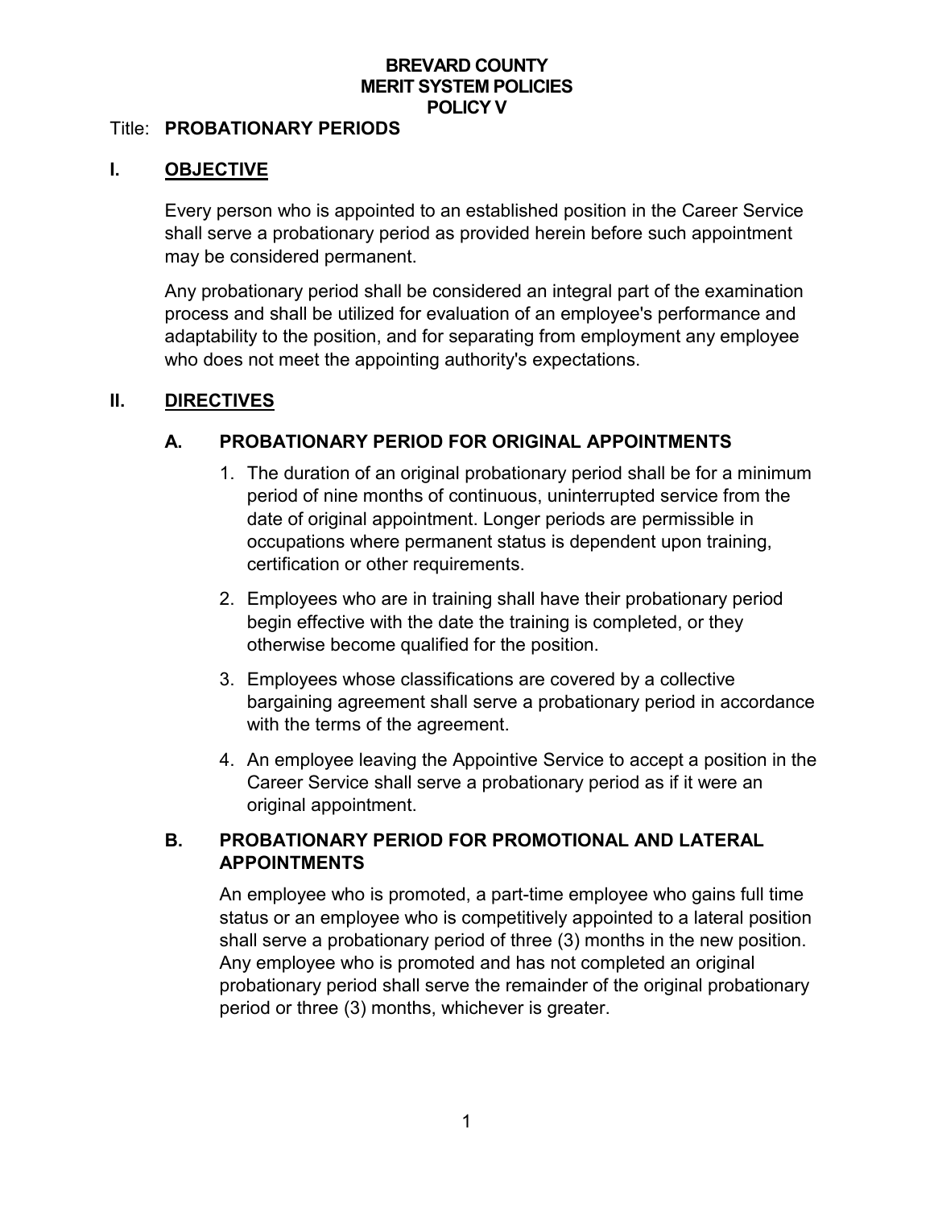**BREVARD COUNTY**
**MERIT SYSTEM POLICIES**
**POLICY V**

Title: **PROBATIONARY PERIODS**

## I. OBJECTIVE

Every person who is appointed to an established position in the Career Service shall serve a probationary period as provided herein before such appointment may be considered permanent.

Any probationary period shall be considered an integral part of the examination process and shall be utilized for evaluation of an employee's performance and adaptability to the position, and for separating from employment any employee who does not meet the appointing authority's expectations.

## II. DIRECTIVES

### A. PROBATIONARY PERIOD FOR ORIGINAL APPOINTMENTS

1. The duration of an original probationary period shall be for a minimum period of nine months of continuous, uninterrupted service from the date of original appointment. Longer periods are permissible in occupations where permanent status is dependent upon training, certification or other requirements.
2. Employees who are in training shall have their probationary period begin effective with the date the training is completed, or they otherwise become qualified for the position.
3. Employees whose classifications are covered by a collective bargaining agreement shall serve a probationary period in accordance with the terms of the agreement.
4. An employee leaving the Appointive Service to accept a position in the Career Service shall serve a probationary period as if it were an original appointment.

### B. PROBATIONARY PERIOD FOR PROMOTIONAL AND LATERAL APPOINTMENTS

An employee who is promoted, a part-time employee who gains full time status or an employee who is competitively appointed to a lateral position shall serve a probationary period of three (3) months in the new position. Any employee who is promoted and has not completed an original probationary period shall serve the remainder of the original probationary period or three (3) months, whichever is greater.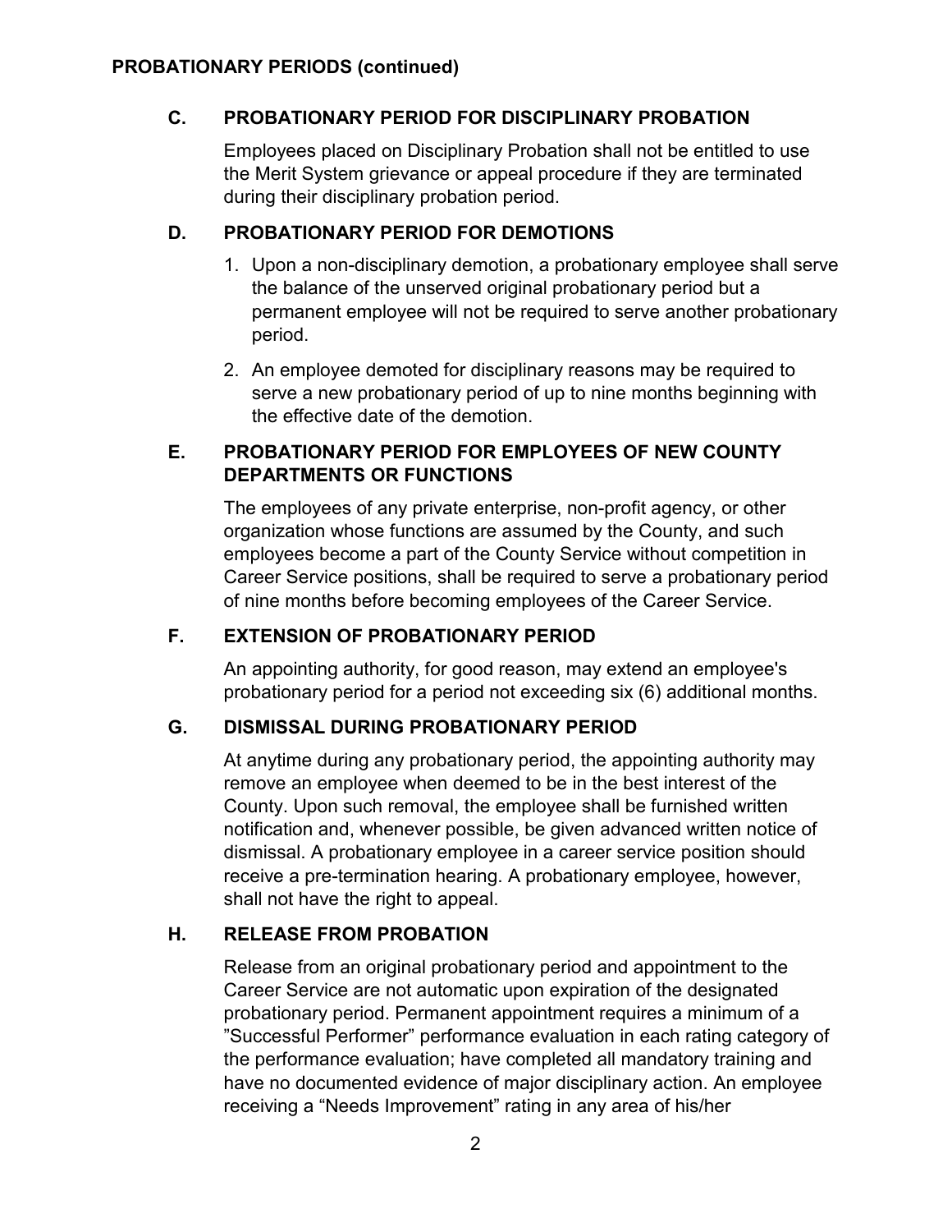**PROBATIONARY PERIODS (continued)**

## C. PROBATIONARY PERIOD FOR DISCIPLINARY PROBATION

Employees placed on Disciplinary Probation shall not be entitled to use the Merit System grievance or appeal procedure if they are terminated during their disciplinary probation period.

## D. PROBATIONARY PERIOD FOR DEMOTIONS

1. Upon a non-disciplinary demotion, a probationary employee shall serve the balance of the unserved original probationary period but a permanent employee will not be required to serve another probationary period.
2. An employee demoted for disciplinary reasons may be required to serve a new probationary period of up to nine months beginning with the effective date of the demotion.

## E. PROBATIONARY PERIOD FOR EMPLOYEES OF NEW COUNTY DEPARTMENTS OR FUNCTIONS

The employees of any private enterprise, non-profit agency, or other organization whose functions are assumed by the County, and such employees become a part of the County Service without competition in Career Service positions, shall be required to serve a probationary period of nine months before becoming employees of the Career Service.

## F. EXTENSION OF PROBATIONARY PERIOD

An appointing authority, for good reason, may extend an employee's probationary period for a period not exceeding six (6) additional months.

## G. DISMISSAL DURING PROBATIONARY PERIOD

At anytime during any probationary period, the appointing authority may remove an employee when deemed to be in the best interest of the County. Upon such removal, the employee shall be furnished written notification and, whenever possible, be given advanced written notice of dismissal. A probationary employee in a career service position should receive a pre-termination hearing. A probationary employee, however, shall not have the right to appeal.

## H. RELEASE FROM PROBATION

Release from an original probationary period and appointment to the Career Service are not automatic upon expiration of the designated probationary period. Permanent appointment requires a minimum of a "Successful Performer" performance evaluation in each rating category of the performance evaluation; have completed all mandatory training and have no documented evidence of major disciplinary action. An employee receiving a "Needs Improvement" rating in any area of his/her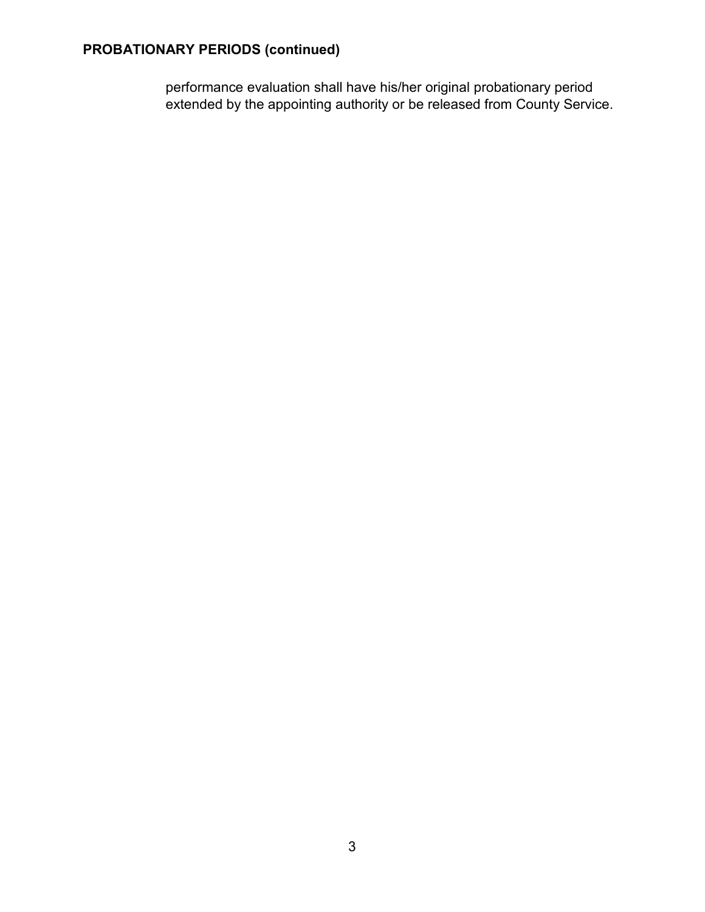## PROBATIONARY PERIODS (continued)

performance evaluation shall have his/her original probationary period extended by the appointing authority or be released from County Service.